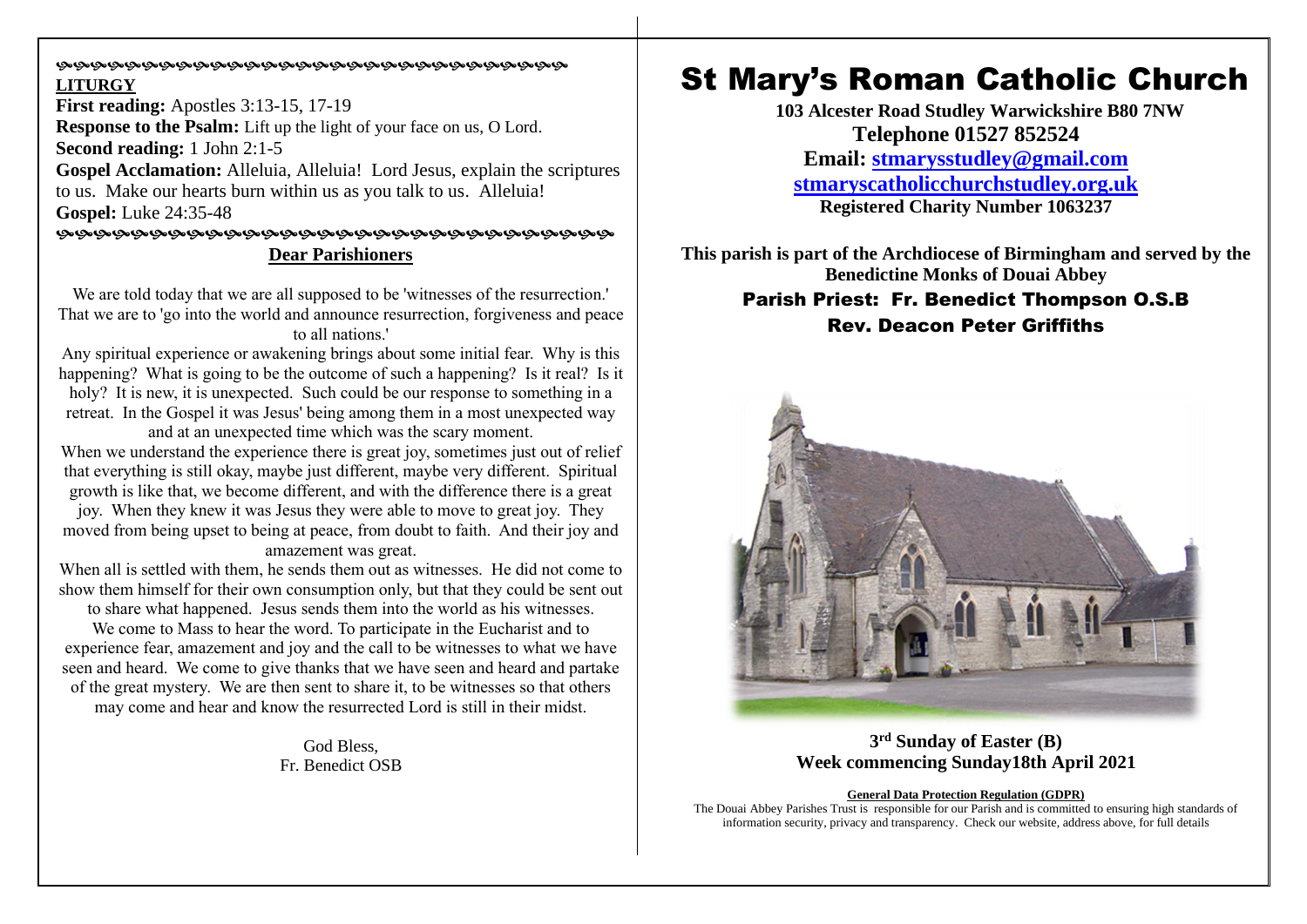**LITURGY**

**First reading:** Apostles 3:13-15, 17-19

**Response to the Psalm:** Lift up the light of your face on us, O Lord.

**Second reading:** 1 John 2:1-5

**Gospel Acclamation:** Alleluia, Alleluia! Lord Jesus, explain the scriptures to us. Make our hearts burn within us as you talk to us. Alleluia!

**Gospel:** Luke 24:35-48

## Dear Parishioners

We are told today that we are all supposed to be 'witnesses of the resurrection.' That we are to 'go into the world and announce resurrection, forgiveness and peace to all nations.'

Any spiritual experience or awakening brings about some initial fear. Why is this happening? What is going to be the outcome of such a happening? Is it real? Is it holy? It is new, it is unexpected. Such could be our response to something in a retreat. In the Gospel it was Jesus' being among them in a most unexpected way and at an unexpected time which was the scary moment.

When we understand the experience there is great joy, sometimes just out of relief that everything is still okay, maybe just different, maybe very different. Spiritual growth is like that, we become different, and with the difference there is a great joy. When they knew it was Jesus they were able to move to great joy. They moved from being upset to being at peace, from doubt to faith. And their joy and amazement was great.

When all is settled with them, he sends them out as witnesses. He did not come to show them himself for their own consumption only, but that they could be sent out to share what happened. Jesus sends them into the world as his witnesses.

We come to Mass to hear the word. To participate in the Eucharist and to experience fear, amazement and joy and the call to be witnesses to what we have seen and heard. We come to give thanks that we have seen and heard and partake of the great mystery. We are then sent to share it, to be witnesses so that others may come and hear and know the resurrected Lord is still in their midst.

God Bless,
Fr. Benedict OSB

# St Mary's Roman Catholic Church

**103 Alcester Road Studley Warwickshire B80 7NW**

**Telephone 01527 852524**

**Email: stmarysstudley@gmail.com**

**stmaryscatholicchurchstudley.org.uk**

**Registered Charity Number 1063237**

**This parish is part of the Archdiocese of Birmingham and served by the Benedictine Monks of Douai Abbey**

**Parish Priest: Fr. Benedict Thompson O.S.B**

**Rev. Deacon Peter Griffiths**

**3rd Sunday of Easter (B)**
**Week commencing Sunday18th April 2021**

**General Data Protection Regulation (GDPR)**

The Douai Abbey Parishes Trust is responsible for our Parish and is committed to ensuring high standards of information security, privacy and transparency. Check our website, address above, for full details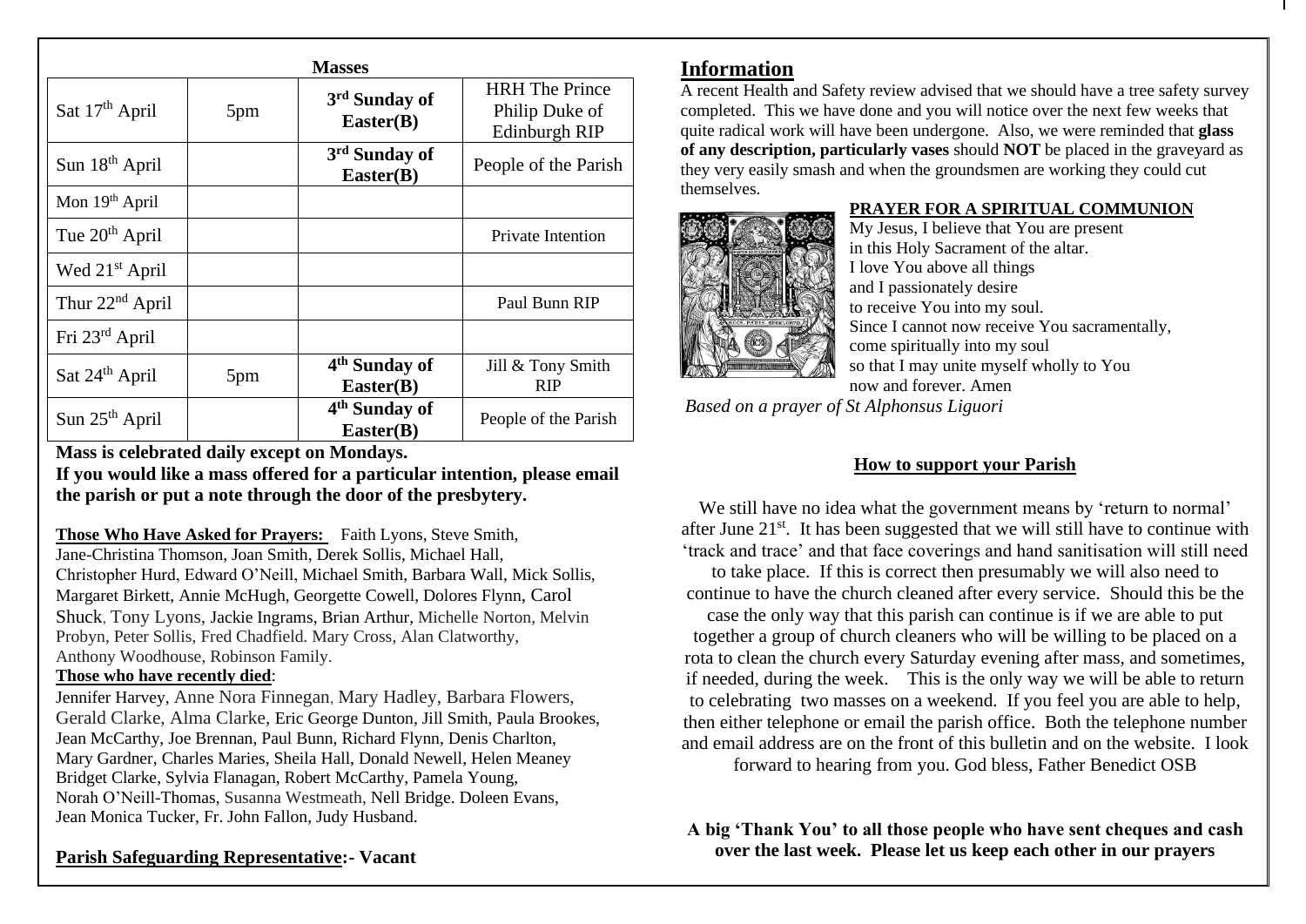**Masses**

| | | | |
|---|---|---|---|
| Sat 17th April | 5pm | **3rd Sunday of Easter(B)** | HRH The Prince Philip Duke of Edinburgh RIP |
| Sun 18th April | | **3rd Sunday of Easter(B)** | People of the Parish |
| Mon 19th April | | | |
| Tue 20th April | | | Private Intention |
| Wed 21st April | | | |
| Thur 22nd April | | | Paul Bunn RIP |
| Fri 23rd April | | | |
| Sat 24th April | 5pm | **4th Sunday of Easter(B)** | Jill & Tony Smith RIP |
| Sun 25th April | | **4th Sunday of Easter(B)** | People of the Parish |

**Mass is celebrated daily except on Mondays.**
**If you would like a mass offered for a particular intention, please email the parish or put a note through the door of the presbytery.**

**Those Who Have Asked for Prayers:** Faith Lyons, Steve Smith, Jane-Christina Thomson, Joan Smith, Derek Sollis, Michael Hall, Christopher Hurd, Edward O'Neill, Michael Smith, Barbara Wall, Mick Sollis, Margaret Birkett, Annie McHugh, Georgette Cowell, Dolores Flynn, Carol Shuck, Tony Lyons, Jackie Ingrams, Brian Arthur, Michelle Norton, Melvin Probyn, Peter Sollis, Fred Chadfield. Mary Cross, Alan Clatworthy, Anthony Woodhouse, Robinson Family.

**Those who have recently died**:
Jennifer Harvey, Anne Nora Finnegan, Mary Hadley, Barbara Flowers, Gerald Clarke, Alma Clarke, Eric George Dunton, Jill Smith, Paula Brookes, Jean McCarthy, Joe Brennan, Paul Bunn, Richard Flynn, Denis Charlton, Mary Gardner, Charles Maries, Sheila Hall, Donald Newell, Helen Meaney Bridget Clarke, Sylvia Flanagan, Robert McCarthy, Pamela Young, Norah O'Neill-Thomas, Susanna Westmeath, Nell Bridge. Doleen Evans, Jean Monica Tucker, Fr. John Fallon, Judy Husband.

**Parish Safeguarding Representative:- Vacant**

## Information

A recent Health and Safety review advised that we should have a tree safety survey completed. This we have done and you will notice over the next few weeks that quite radical work will have been undergone. Also, we were reminded that **glass of any description, particularly vases** should **NOT** be placed in the graveyard as they very easily smash and when the groundsmen are working they could cut themselves.

**PRAYER FOR A SPIRITUAL COMMUNION**

My Jesus, I believe that You are present
in this Holy Sacrament of the altar.
I love You above all things
and I passionately desire
to receive You into my soul.
Since I cannot now receive You sacramentally,
come spiritually into my soul
so that I may unite myself wholly to You
now and forever. Amen

*Based on a prayer of St Alphonsus Liguori*

**How to support your Parish**

We still have no idea what the government means by 'return to normal' after June 21st. It has been suggested that we will still have to continue with 'track and trace' and that face coverings and hand sanitisation will still need to take place. If this is correct then presumably we will also need to continue to have the church cleaned after every service. Should this be the case the only way that this parish can continue is if we are able to put together a group of church cleaners who will be willing to be placed on a rota to clean the church every Saturday evening after mass, and sometimes, if needed, during the week. This is the only way we will be able to return to celebrating two masses on a weekend. If you feel you are able to help, then either telephone or email the parish office. Both the telephone number and email address are on the front of this bulletin and on the website. I look forward to hearing from you. God bless, Father Benedict OSB

**A big 'Thank You' to all those people who have sent cheques and cash over the last week. Please let us keep each other in our prayers**